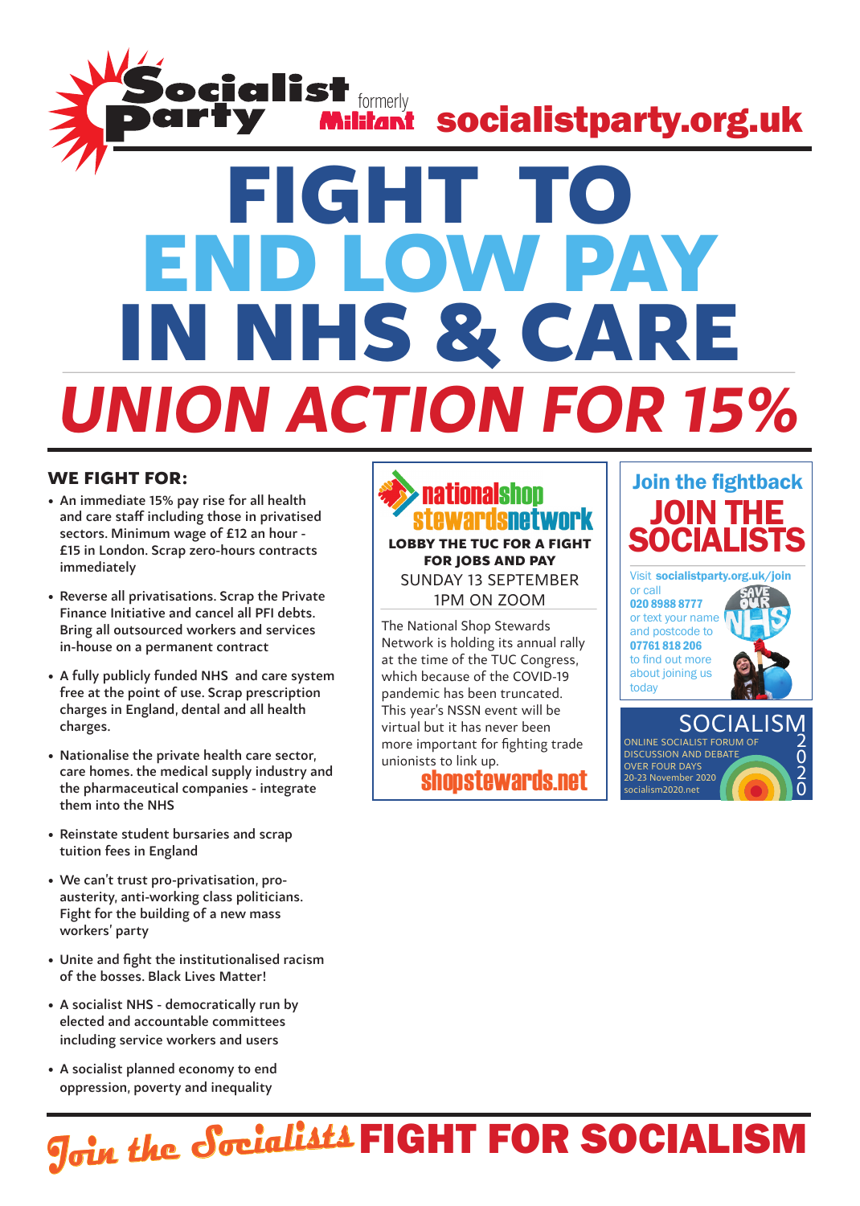Socialist Party formerly Militant **socialistparty.org.uk**

# FIGHT TO END LOW PAY IN NHS & CARE

## *UNION ACTION FOR 15%*

### WE FIGHT FOR:

- An immediate 15% pay rise for all health and care staff including those in privatised sectors. Minimum wage of £12 an hour - £15 in London. Scrap zero-hours contracts immediately
- Reverse all privatisations. Scrap the Private Finance Initiative and cancel all PFI debts. Bring all outsourced workers and services in-house on a permanent contract
- A fully publicly funded NHS and care system free at the point of use. Scrap prescription charges in England, dental and all health charges.
- Nationalise the private health care sector, care homes. the medical supply industry and the pharmaceutical companies - integrate them into the NHS
- Reinstate student bursaries and scrap tuition fees in England
- We can't trust pro-privatisation, pro-austerity, anti-working class politicians. Fight for the building of a new mass workers' party
- Unite and fight the institutionalised racism of the bosses. Black Lives Matter!
- A socialist NHS - democratically run by elected and accountable committees including service workers and users
- A socialist planned economy to end oppression, poverty and inequality

### national shop stewards network

**LOBBY THE TUC FOR A FIGHT FOR JOBS AND PAY**

SUNDAY 13 SEPTEMBER
1PM ON ZOOM

The National Shop Stewards Network is holding its annual rally at the time of the TUC Congress, which because of the COVID-19 pandemic has been truncated. This year's NSSN event will be virtual but it has never been more important for fighting trade unionists to link up.

shopstewards.net

### Join the fightback
## JOIN THE SOCIALISTS

Visit **socialistparty.org.uk/join** or call **020 8988 8777** or text your name and postcode to **07761 818 206** to find out more about joining us today

### SOCIALISM 2020

ONLINE SOCIALIST FORUM OF DISCUSSION AND DEBATE OVER FOUR DAYS
20-23 November 2020
socialism2020.net

*Join the Socialists* **FIGHT FOR SOCIALISM**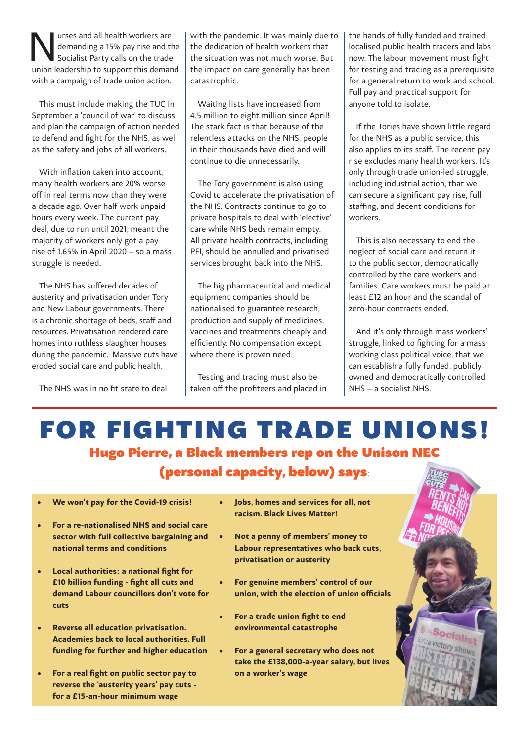Nurses and all health workers are demanding a 15% pay rise and the Socialist Party calls on the trade union leadership to support this demand with a campaign of trade union action.

This must include making the TUC in September a 'council of war' to discuss and plan the campaign of action needed to defend and fight for the NHS, as well as the safety and jobs of all workers.

With inflation taken into account, many health workers are 20% worse off in real terms now than they were a decade ago. Over half work unpaid hours every week. The current pay deal, due to run until 2021, meant the majority of workers only got a pay rise of 1.65% in April 2020 – so a mass struggle is needed.

The NHS has suffered decades of austerity and privatisation under Tory and New Labour governments. There is a chronic shortage of beds, staff and resources. Privatisation rendered care homes into ruthless slaughter houses during the pandemic. Massive cuts have eroded social care and public health.

The NHS was in no fit state to deal with the pandemic. It was mainly due to the dedication of health workers that the situation was not much worse. But the impact on care generally has been catastrophic.

Waiting lists have increased from 4.5 million to eight million since April! The stark fact is that because of the relentless attacks on the NHS, people in their thousands have died and will continue to die unnecessarily.

The Tory government is also using Covid to accelerate the privatisation of the NHS. Contracts continue to go to private hospitals to deal with 'elective' care while NHS beds remain empty. All private health contracts, including PFI, should be annulled and privatised services brought back into the NHS.

The big pharmaceutical and medical equipment companies should be nationalised to guarantee research, production and supply of medicines, vaccines and treatments cheaply and efficiently. No compensation except where there is proven need.

Testing and tracing must also be taken off the profiteers and placed in the hands of fully funded and trained localised public health tracers and labs now. The labour movement must fight for testing and tracing as a prerequisite for a general return to work and school. Full pay and practical support for anyone told to isolate.

If the Tories have shown little regard for the NHS as a public service, this also applies to its staff. The recent pay rise excludes many health workers. It's only through trade union-led struggle, including industrial action, that we can secure a significant pay rise, full staffing, and decent conditions for workers.

This is also necessary to end the neglect of social care and return it to the public sector, democratically controlled by the care workers and families. Care workers must be paid at least £12 an hour and the scandal of zero-hour contracts ended.

And it's only through mass workers' struggle, linked to fighting for a mass working class political voice, that we can establish a fully funded, publicly owned and democratically controlled NHS – a socialist NHS.

# FOR FIGHTING TRADE UNIONS!

## Hugo Pierre, a Black members rep on the Unison NEC (personal capacity, below) says:

- **We won't pay for the Covid-19 crisis!**
- **For a re-nationalised NHS and social care sector with full collective bargaining and national terms and conditions**
- **Local authorities: a national fight for £10 billion funding - fight all cuts and demand Labour councillors don't vote for cuts**
- **Reverse all education privatisation. Academies back to local authorities. Full funding for further and higher education**
- **For a real fight on public sector pay to reverse the 'austerity years' pay cuts - for a £15-an-hour minimum wage**
- **Jobs, homes and services for all, not racism. Black Lives Matter!**
- **Not a penny of members' money to Labour representatives who back cuts, privatisation or austerity**
- **For genuine members' control of our union, with the election of union officials**
- **For a trade union fight to end environmental catastrophe**
- **For a general secretary who does not take the £138,000-a-year salary, but lives on a worker's wage**